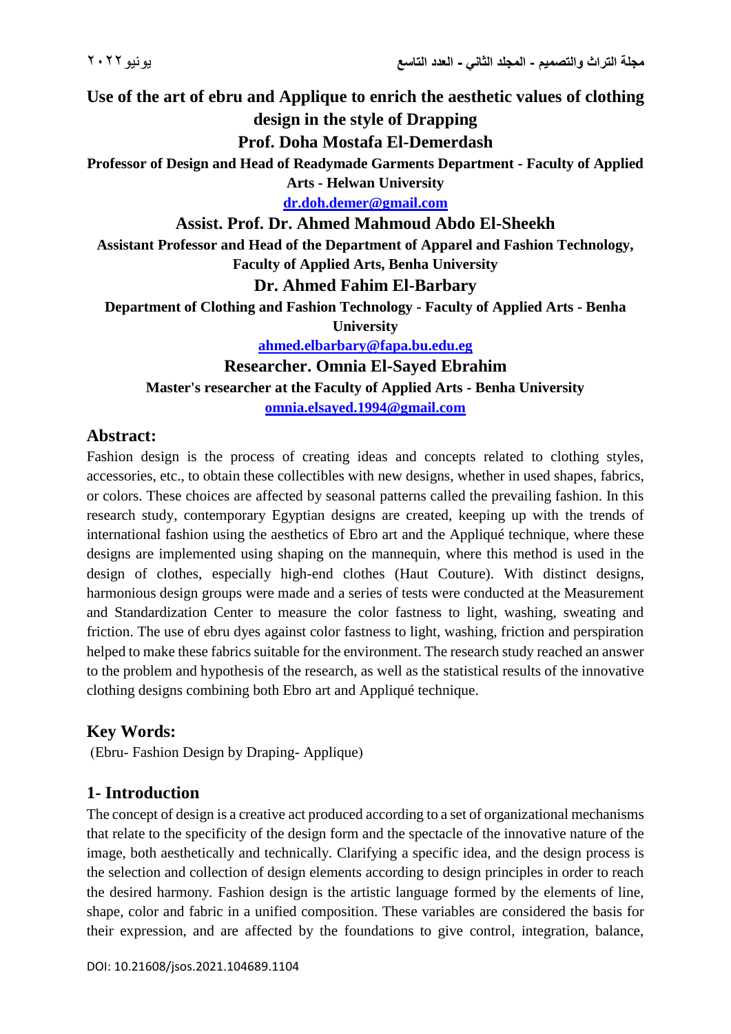# Use of the art of ebru and Applique to enrich the aesthetic values of clothing design in the style of Drapping

**Prof. Doha Mostafa El-Demerdash**

**Professor of Design and Head of Readymade Garments Department - Faculty of Applied Arts - Helwan University**

**dr.doh.demer@gmail.com**

**Assist. Prof. Dr. Ahmed Mahmoud Abdo El-Sheekh**

**Assistant Professor and Head of the Department of Apparel and Fashion Technology, Faculty of Applied Arts, Benha University**

**Dr. Ahmed Fahim El-Barbary**

**Department of Clothing and Fashion Technology - Faculty of Applied Arts - Benha University**

**ahmed.elbarbary@fapa.bu.edu.eg**

**Researcher. Omnia El-Sayed Ebrahim**

**Master's researcher at the Faculty of Applied Arts - Benha University**

**omnia.elsayed.1994@gmail.com**

## Abstract:

Fashion design is the process of creating ideas and concepts related to clothing styles, accessories, etc., to obtain these collectibles with new designs, whether in used shapes, fabrics, or colors. These choices are affected by seasonal patterns called the prevailing fashion. In this research study, contemporary Egyptian designs are created, keeping up with the trends of international fashion using the aesthetics of Ebro art and the Appliqué technique, where these designs are implemented using shaping on the mannequin, where this method is used in the design of clothes, especially high-end clothes (Haut Couture). With distinct designs, harmonious design groups were made and a series of tests were conducted at the Measurement and Standardization Center to measure the color fastness to light, washing, sweating and friction. The use of ebru dyes against color fastness to light, washing, friction and perspiration helped to make these fabrics suitable for the environment. The research study reached an answer to the problem and hypothesis of the research, as well as the statistical results of the innovative clothing designs combining both Ebro art and Appliqué technique.

## Key Words:

(Ebru- Fashion Design by Draping- Applique)

## 1- Introduction

The concept of design is a creative act produced according to a set of organizational mechanisms that relate to the specificity of the design form and the spectacle of the innovative nature of the image, both aesthetically and technically. Clarifying a specific idea, and the design process is the selection and collection of design elements according to design principles in order to reach the desired harmony. Fashion design is the artistic language formed by the elements of line, shape, color and fabric in a unified composition. These variables are considered the basis for their expression, and are affected by the foundations to give control, integration, balance,

DOI: 10.21608/jsos.2021.104689.1104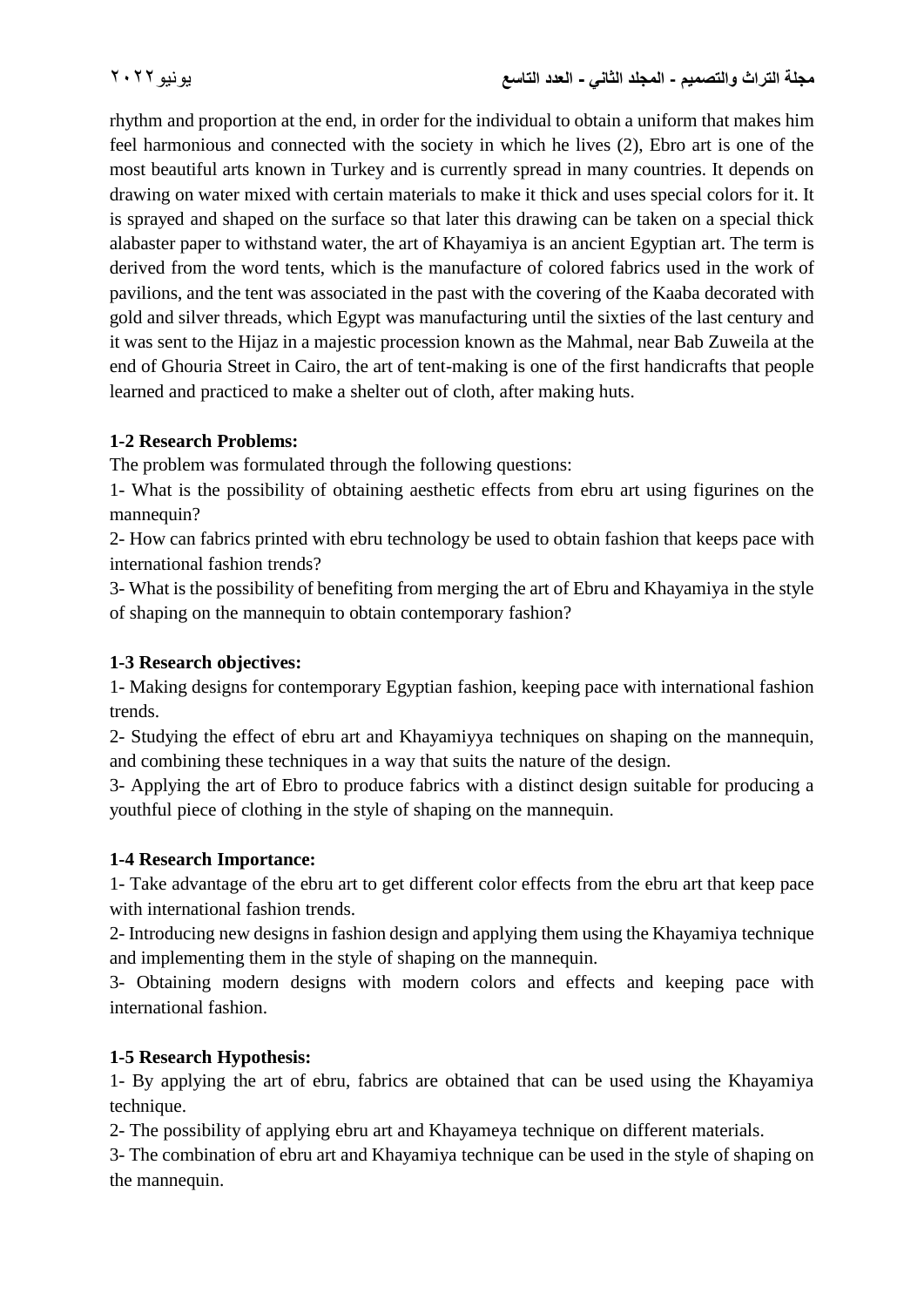rhythm and proportion at the end, in order for the individual to obtain a uniform that makes him feel harmonious and connected with the society in which he lives (2), Ebro art is one of the most beautiful arts known in Turkey and is currently spread in many countries. It depends on drawing on water mixed with certain materials to make it thick and uses special colors for it. It is sprayed and shaped on the surface so that later this drawing can be taken on a special thick alabaster paper to withstand water, the art of Khayamiya is an ancient Egyptian art. The term is derived from the word tents, which is the manufacture of colored fabrics used in the work of pavilions, and the tent was associated in the past with the covering of the Kaaba decorated with gold and silver threads, which Egypt was manufacturing until the sixties of the last century and it was sent to the Hijaz in a majestic procession known as the Mahmal, near Bab Zuweila at the end of Ghouria Street in Cairo, the art of tent-making is one of the first handicrafts that people learned and practiced to make a shelter out of cloth, after making huts.

**1-2 Research Problems:**

The problem was formulated through the following questions:

1- What is the possibility of obtaining aesthetic effects from ebru art using figurines on the mannequin?

2- How can fabrics printed with ebru technology be used to obtain fashion that keeps pace with international fashion trends?

3- What is the possibility of benefiting from merging the art of Ebru and Khayamiya in the style of shaping on the mannequin to obtain contemporary fashion?

**1-3 Research objectives:**

1- Making designs for contemporary Egyptian fashion, keeping pace with international fashion trends.

2- Studying the effect of ebru art and Khayamiyya techniques on shaping on the mannequin, and combining these techniques in a way that suits the nature of the design.

3- Applying the art of Ebro to produce fabrics with a distinct design suitable for producing a youthful piece of clothing in the style of shaping on the mannequin.

**1-4 Research Importance:**

1- Take advantage of the ebru art to get different color effects from the ebru art that keep pace with international fashion trends.

2- Introducing new designs in fashion design and applying them using the Khayamiya technique and implementing them in the style of shaping on the mannequin.

3- Obtaining modern designs with modern colors and effects and keeping pace with international fashion.

**1-5 Research Hypothesis:**

1- By applying the art of ebru, fabrics are obtained that can be used using the Khayamiya technique.

2- The possibility of applying ebru art and Khayameya technique on different materials.

3- The combination of ebru art and Khayamiya technique can be used in the style of shaping on the mannequin.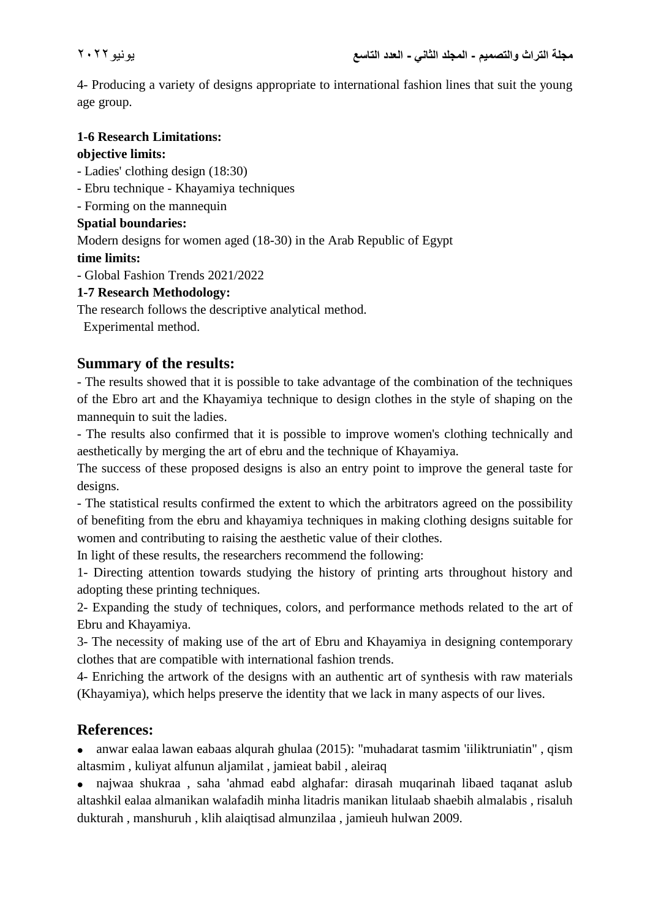4- Producing a variety of designs appropriate to international fashion lines that suit the young age group.

**1-6 Research Limitations:**

**objective limits:**

- Ladies' clothing design (18:30)
- Ebru technique - Khayamiya techniques
- Forming on the mannequin

**Spatial boundaries:**

Modern designs for women aged (18-30) in the Arab Republic of Egypt

**time limits:**

- Global Fashion Trends 2021/2022

**1-7 Research Methodology:**

The research follows the descriptive analytical method.

Experimental method.

## Summary of the results:

- The results showed that it is possible to take advantage of the combination of the techniques of the Ebro art and the Khayamiya technique to design clothes in the style of shaping on the mannequin to suit the ladies.
- The results also confirmed that it is possible to improve women's clothing technically and aesthetically by merging the art of ebru and the technique of Khayamiya.

The success of these proposed designs is also an entry point to improve the general taste for designs.

- The statistical results confirmed the extent to which the arbitrators agreed on the possibility of benefiting from the ebru and khayamiya techniques in making clothing designs suitable for women and contributing to raising the aesthetic value of their clothes.

In light of these results, the researchers recommend the following:

1- Directing attention towards studying the history of printing arts throughout history and adopting these printing techniques.

2- Expanding the study of techniques, colors, and performance methods related to the art of Ebru and Khayamiya.

3- The necessity of making use of the art of Ebru and Khayamiya in designing contemporary clothes that are compatible with international fashion trends.

4- Enriching the artwork of the designs with an authentic art of synthesis with raw materials (Khayamiya), which helps preserve the identity that we lack in many aspects of our lives.

## References:

- anwar ealaa lawan eabaas alqurah ghulaa (2015): "muhadarat tasmim 'iiliktruniatin" , qism altasmim , kuliyat alfunun aljamilat , jamieat babil , aleiraq
- najwaa shukraa , saha 'ahmad eabd alghafar: dirasah muqarinah libaed taqanat aslub altashkil ealaa almanikan walafadih minha litadris manikan litulaab shaebih almalabis , risaluh dukturah , manshuruh , klih alaiqtisad almunzilaa , jamieuh hulwan 2009.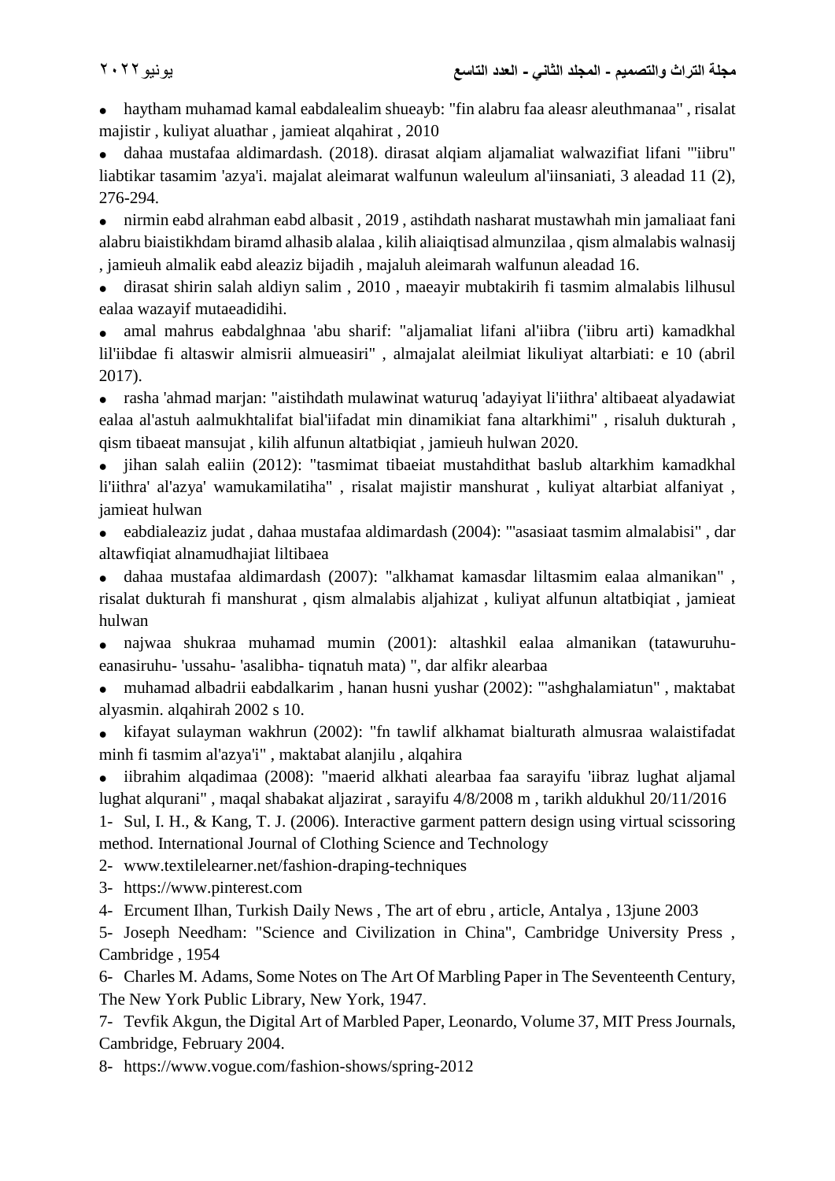- haytham muhamad kamal eabdalealim shueayb: "fin alabru faa aleasr aleuthmanaa" , risalat majistir , kuliyat aluathar , jamieat alqahirat , 2010
- dahaa mustafaa aldimardash. (2018). dirasat alqiam aljamaliat walwazifiat lifani "'iibru" liabtikar tasamim 'azya'i. majalat aleimarat walfunun waleulum al'iinsaniati, 3 aleadad 11 (2), 276-294.
- nirmin eabd alrahman eabd albasit , 2019 , astihdath nasharat mustawhah min jamaliaat fani alabru biaistikhdam biramd alhasib alalaa , kilih aliaiqtisad almunzilaa , qism almalabis walnasij , jamieuh almalik eabd aleaziz bijadih , majaluh aleimarah walfunun aleadad 16.
- dirasat shirin salah aldiyn salim , 2010 , maeayir mubtakirih fi tasmim almalabis lilhusul ealaa wazayif mutaeadidihi.
- amal mahrus eabdalghnaa 'abu sharif: "aljamaliat lifani al'iibra ('iibru arti) kamadkhal lil'iibdae fi altaswir almisrii almueasiri" , almajalat aleilmiat likuliyat altarbiati: e 10 (abril 2017).
- rasha 'ahmad marjan: "aistihdath mulawinat waturuq 'adayiyat li'iithra' altibaeat alyadawiat ealaa al'astuh aalmukhtalifat bial'iifadat min dinamikiat fana altarkhimi" , risaluh dukturah , qism tibaeat mansujat , kilih alfunun altatbiqiat , jamieuh hulwan 2020.
- jihan salah ealiin (2012): "tasmimat tibaeiat mustahdithat baslub altarkhim kamadkhal li'iithra' al'azya' wamukamilatiha" , risalat majistir manshurat , kuliyat altarbiat alfaniyat , jamieat hulwan
- eabdialeaziz judat , dahaa mustafaa aldimardash (2004): "'asasiaat tasmim almalabisi" , dar altawfiqiat alnamudhajiat liltibaea
- dahaa mustafaa aldimardash (2007): "alkhamat kamasdar liltasmim ealaa almanikan" , risalat dukturah fi manshurat , qism almalabis aljahizat , kuliyat alfunun altatbiqiat , jamieat hulwan
- najwaa shukraa muhamad mumin (2001): altashkil ealaa almanikan (tatawuruhu-eanasiruhu- 'ussahu- 'asalibha- tiqnatuh mata) ", dar alfikr alearbaa
- muhamad albadrii eabdalkarim , hanan husni yushar (2002): "'ashghalamiatun" , maktabat alyasmin. alqahirah 2002 s 10.
- kifayat sulayman wakhrun (2002): "fn tawlif alkhamat bialturath almusraa walaistifadat minh fi tasmim al'azya'i" , maktabat alanjilu , alqahira
- iibrahim alqadimaa (2008): "maerid alkhati alearbaa faa sarayifu 'iibraz lughat aljamal lughat alqurani" , maqal shabakat aljazirat , sarayifu 4/8/2008 m , tarikh aldukhul 20/11/2016

1- Sul, I. H., & Kang, T. J. (2006). Interactive garment pattern design using virtual scissoring method. International Journal of Clothing Science and Technology

2- www.textilelearner.net/fashion-draping-techniques

3- https://www.pinterest.com

4- Ercument Ilhan, Turkish Daily News , The art of ebru , article, Antalya , 13june 2003

5- Joseph Needham: "Science and Civilization in China", Cambridge University Press , Cambridge , 1954

6- Charles M. Adams, Some Notes on The Art Of Marbling Paper in The Seventeenth Century, The New York Public Library, New York, 1947.

7- Tevfik Akgun, the Digital Art of Marbled Paper, Leonardo, Volume 37, MIT Press Journals, Cambridge, February 2004.

8- https://www.vogue.com/fashion-shows/spring-2012